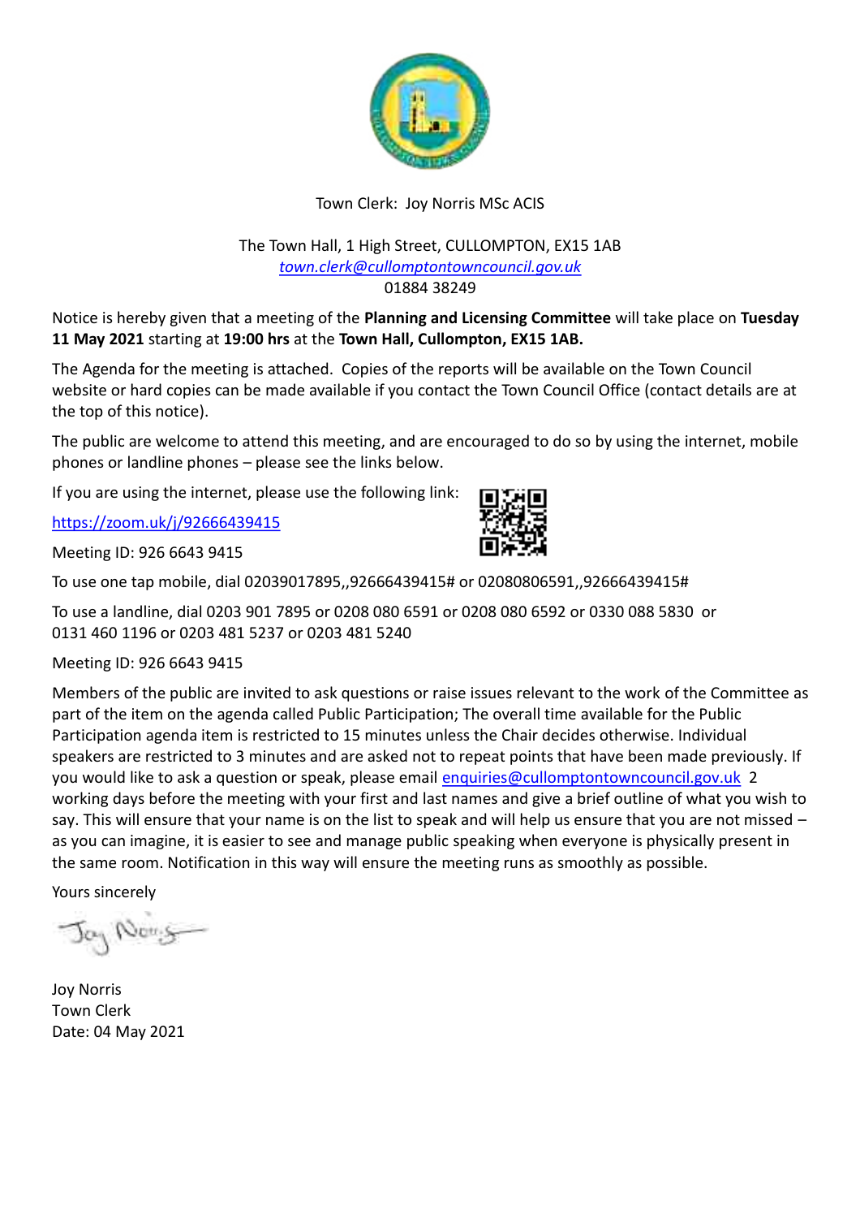Town Clerk: Joy Norris MSc ACIS

The Town Hall, 1 High Street, CULLOMPTON, EX15 1AB
*town.clerk@cullomptontowncouncil.gov.uk*
01884 38249

Notice is hereby given that a meeting of the **Planning and Licensing Committee** will take place on **Tuesday 11 May 2021** starting at **19:00 hrs** at the **Town Hall, Cullompton, EX15 1AB.**

The Agenda for the meeting is attached. Copies of the reports will be available on the Town Council website or hard copies can be made available if you contact the Town Council Office (contact details are at the top of this notice).

The public are welcome to attend this meeting, and are encouraged to do so by using the internet, mobile phones or landline phones – please see the links below.

If you are using the internet, please use the following link:

https://zoom.uk/j/92666439415

Meeting ID: 926 6643 9415

To use one tap mobile, dial 02039017895,,92666439415# or 02080806591,,92666439415#

To use a landline, dial 0203 901 7895 or 0208 080 6591 or 0208 080 6592 or 0330 088 5830 or 0131 460 1196 or 0203 481 5237 or 0203 481 5240

Meeting ID: 926 6643 9415

Members of the public are invited to ask questions or raise issues relevant to the work of the Committee as part of the item on the agenda called Public Participation; The overall time available for the Public Participation agenda item is restricted to 15 minutes unless the Chair decides otherwise. Individual speakers are restricted to 3 minutes and are asked not to repeat points that have been made previously. If you would like to ask a question or speak, please email enquiries@cullomptontowncouncil.gov.uk 2 working days before the meeting with your first and last names and give a brief outline of what you wish to say. This will ensure that your name is on the list to speak and will help us ensure that you are not missed – as you can imagine, it is easier to see and manage public speaking when everyone is physically present in the same room. Notification in this way will ensure the meeting runs as smoothly as possible.

Yours sincerely

Joy Norris
Town Clerk
Date: 04 May 2021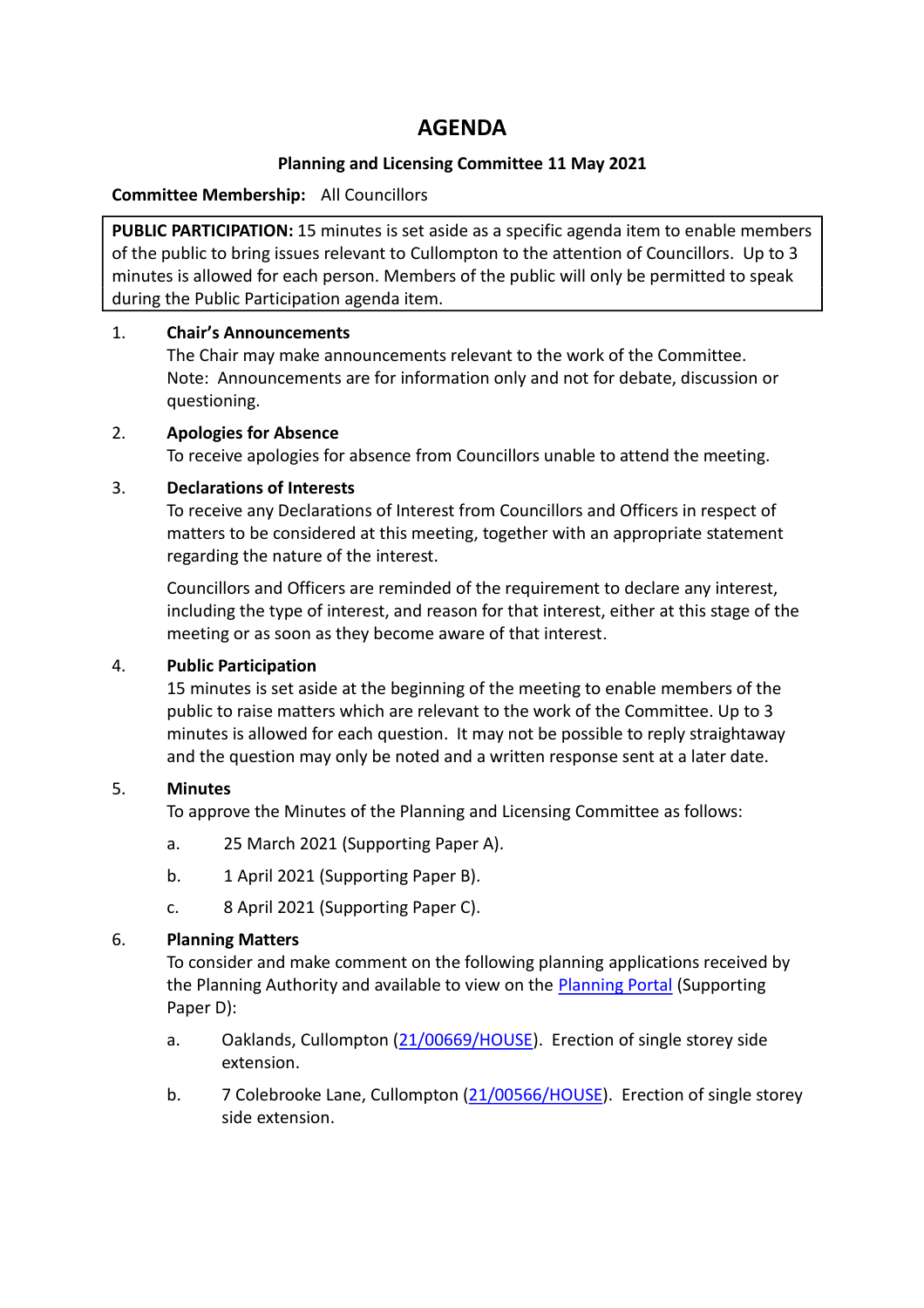# AGENDA

**Planning and Licensing Committee 11 May 2021**

**Committee Membership:** All Councillors

**PUBLIC PARTICIPATION:** 15 minutes is set aside as a specific agenda item to enable members of the public to bring issues relevant to Cullompton to the attention of Councillors. Up to 3 minutes is allowed for each person. Members of the public will only be permitted to speak during the Public Participation agenda item.

1. **Chair's Announcements**
   The Chair may make announcements relevant to the work of the Committee.
   Note: Announcements are for information only and not for debate, discussion or questioning.

2. **Apologies for Absence**
   To receive apologies for absence from Councillors unable to attend the meeting.

3. **Declarations of Interests**
   To receive any Declarations of Interest from Councillors and Officers in respect of matters to be considered at this meeting, together with an appropriate statement regarding the nature of the interest.

   Councillors and Officers are reminded of the requirement to declare any interest, including the type of interest, and reason for that interest, either at this stage of the meeting or as soon as they become aware of that interest.

4. **Public Participation**
   15 minutes is set aside at the beginning of the meeting to enable members of the public to raise matters which are relevant to the work of the Committee. Up to 3 minutes is allowed for each question. It may not be possible to reply straightaway and the question may only be noted and a written response sent at a later date.

5. **Minutes**
   To approve the Minutes of the Planning and Licensing Committee as follows:

   a. 25 March 2021 (Supporting Paper A).

   b. 1 April 2021 (Supporting Paper B).

   c. 8 April 2021 (Supporting Paper C).

6. **Planning Matters**
   To consider and make comment on the following planning applications received by the Planning Authority and available to view on the Planning Portal (Supporting Paper D):

   a. Oaklands, Cullompton (21/00669/HOUSE). Erection of single storey side extension.

   b. 7 Colebrooke Lane, Cullompton (21/00566/HOUSE). Erection of single storey side extension.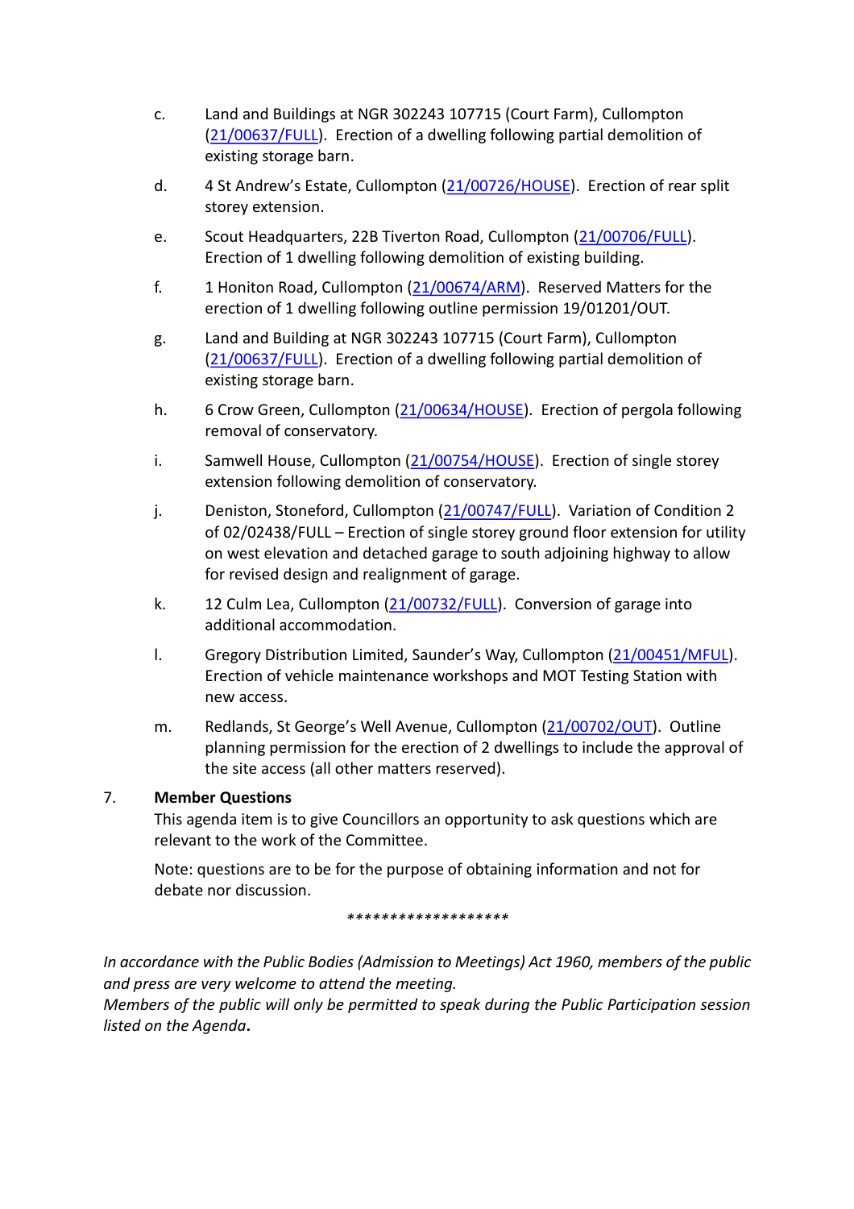c. Land and Buildings at NGR 302243 107715 (Court Farm), Cullompton (21/00637/FULL). Erection of a dwelling following partial demolition of existing storage barn.

d. 4 St Andrew's Estate, Cullompton (21/00726/HOUSE). Erection of rear split storey extension.

e. Scout Headquarters, 22B Tiverton Road, Cullompton (21/00706/FULL). Erection of 1 dwelling following demolition of existing building.

f. 1 Honiton Road, Cullompton (21/00674/ARM). Reserved Matters for the erection of 1 dwelling following outline permission 19/01201/OUT.

g. Land and Building at NGR 302243 107715 (Court Farm), Cullompton (21/00637/FULL). Erection of a dwelling following partial demolition of existing storage barn.

h. 6 Crow Green, Cullompton (21/00634/HOUSE). Erection of pergola following removal of conservatory.

i. Samwell House, Cullompton (21/00754/HOUSE). Erection of single storey extension following demolition of conservatory.

j. Deniston, Stoneford, Cullompton (21/00747/FULL). Variation of Condition 2 of 02/02438/FULL – Erection of single storey ground floor extension for utility on west elevation and detached garage to south adjoining highway to allow for revised design and realignment of garage.

k. 12 Culm Lea, Cullompton (21/00732/FULL). Conversion of garage into additional accommodation.

l. Gregory Distribution Limited, Saunder's Way, Cullompton (21/00451/MFUL). Erection of vehicle maintenance workshops and MOT Testing Station with new access.

m. Redlands, St George's Well Avenue, Cullompton (21/00702/OUT). Outline planning permission for the erection of 2 dwellings to include the approval of the site access (all other matters reserved).

7. **Member Questions**

This agenda item is to give Councillors an opportunity to ask questions which are relevant to the work of the Committee.

Note: questions are to be for the purpose of obtaining information and not for debate nor discussion.

*******************

*In accordance with the Public Bodies (Admission to Meetings) Act 1960, members of the public and press are very welcome to attend the meeting.*
*Members of the public will only be permitted to speak during the Public Participation session listed on the Agenda***.**